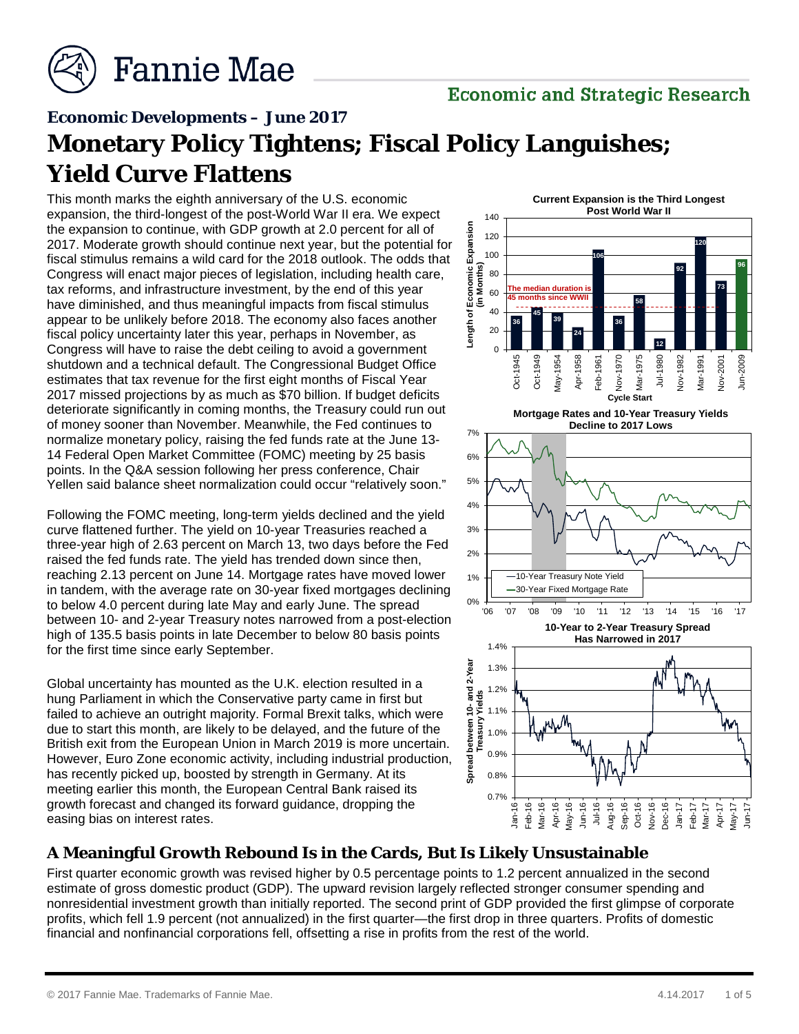# Economic Developments – June 2017

# Monetary Policy Tightens; Fiscal Policy Languishes; Yield Curve Flattens

This month marks the eighth anniversary of the U.S. economic expansion, the third-longest of the post-World War II era. We expect the expansion to continue, with GDP growth at 2.0 percent for all of 2017. Moderate growth should continue next year, but the potential for fiscal stimulus remains a wild card for the 2018 outlook. The odds that Congress will enact major pieces of legislation, including health care, tax reforms, and infrastructure investment, by the end of this year have diminished, and thus meaningful impacts from fiscal stimulus appear to be unlikely before 2018. The economy also faces another fiscal policy uncertainty later this year, perhaps in November, as Congress will have to raise the debt ceiling to avoid a government shutdown and a technical default. The Congressional Budget Office estimates that tax revenue for the first eight months of Fiscal Year 2017 missed projections by as much as $70 billion. If budget deficits deteriorate significantly in coming months, the Treasury could run out of money sooner than November. Meanwhile, the Fed continues to normalize monetary policy, raising the fed funds rate at the June 13-14 Federal Open Market Committee (FOMC) meeting by 25 basis points. In the Q&A session following her press conference, Chair Yellen said balance sheet normalization could occur "relatively soon."

Following the FOMC meeting, long-term yields declined and the yield curve flattened further. The yield on 10-year Treasuries reached a three-year high of 2.63 percent on March 13, two days before the Fed raised the fed funds rate. The yield has trended down since then, reaching 2.13 percent on June 14. Mortgage rates have moved lower in tandem, with the average rate on 30-year fixed mortgages declining to below 4.0 percent during late May and early June. The spread between 10- and 2-year Treasury notes narrowed from a post-election high of 135.5 basis points in late December to below 80 basis points for the first time since early September.

Global uncertainty has mounted as the U.K. election resulted in a hung Parliament in which the Conservative party came in first but failed to achieve an outright majority. Formal Brexit talks, which were due to start this month, are likely to be delayed, and the future of the British exit from the European Union in March 2019 is more uncertain. However, Euro Zone economic activity, including industrial production, has recently picked up, boosted by strength in Germany. At its meeting earlier this month, the European Central Bank raised its growth forecast and changed its forward guidance, dropping the easing bias on interest rates.

**Current Expansion is the Third Longest Post World War II**

| Cycle Start | Length of Economic Expansion (in Months) |
|---|---|
| Oct-1945 | 36 |
| Oct-1949 | 45 |
| May-1954 | 39 |
| Apr-1958 | 24 |
| Feb-1961 | 106 |
| Nov-1970 | 36 |
| Mar-1975 | 58 |
| Jul-1980 | 12 |
| Nov-1982 | 92 |
| Mar-1991 | 120 |
| Nov-2001 | 73 |
| Jun-2009 | 96 |

The median duration is 45 months since WWII

**Mortgage Rates and 10-Year Treasury Yields Decline to 2017 Lows**

—10-Year Treasury Note Yield
—30-Year Fixed Mortgage Rate

**10-Year to 2-Year Treasury Spread Has Narrowed in 2017**

## A Meaningful Growth Rebound Is in the Cards, But Is Likely Unsustainable

First quarter economic growth was revised higher by 0.5 percentage points to 1.2 percent annualized in the second estimate of gross domestic product (GDP). The upward revision largely reflected stronger consumer spending and nonresidential investment growth than initially reported. The second print of GDP provided the first glimpse of corporate profits, which fell 1.9 percent (not annualized) in the first quarter—the first drop in three quarters. Profits of domestic financial and nonfinancial corporations fell, offsetting a rise in profits from the rest of the world.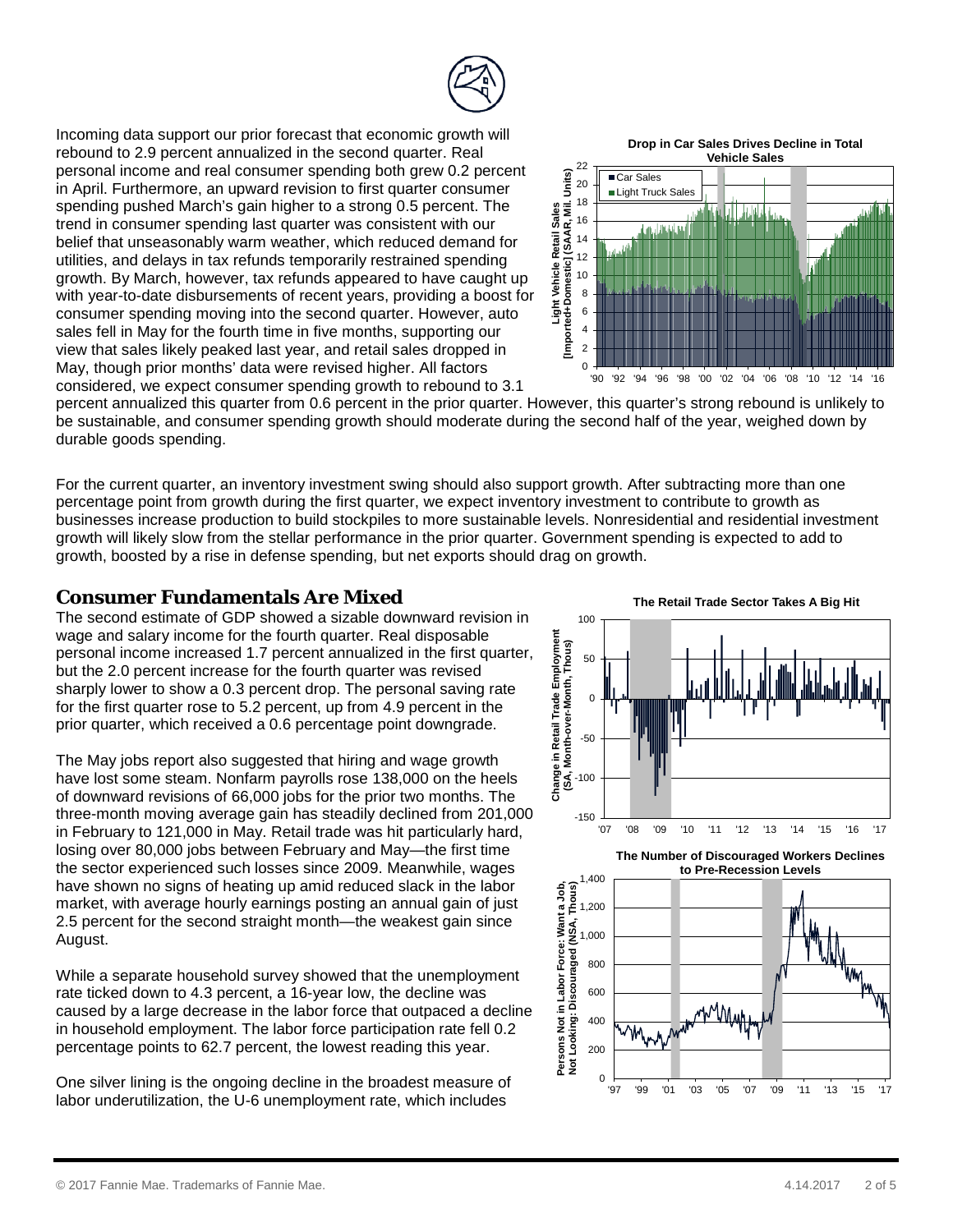Incoming data support our prior forecast that economic growth will rebound to 2.9 percent annualized in the second quarter. Real personal income and real consumer spending both grew 0.2 percent in April. Furthermore, an upward revision to first quarter consumer spending pushed March's gain higher to a strong 0.5 percent. The trend in consumer spending last quarter was consistent with our belief that unseasonably warm weather, which reduced demand for utilities, and delays in tax refunds temporarily restrained spending growth. By March, however, tax refunds appeared to have caught up with year-to-date disbursements of recent years, providing a boost for consumer spending moving into the second quarter. However, auto sales fell in May for the fourth time in five months, supporting our view that sales likely peaked last year, and retail sales dropped in May, though prior months' data were revised higher. All factors considered, we expect consumer spending growth to rebound to 3.1 percent annualized this quarter from 0.6 percent in the prior quarter. However, this quarter's strong rebound is unlikely to be sustainable, and consumer spending growth should moderate during the second half of the year, weighed down by durable goods spending.

For the current quarter, an inventory investment swing should also support growth. After subtracting more than one percentage point from growth during the first quarter, we expect inventory investment to contribute to growth as businesses increase production to build stockpiles to more sustainable levels. Nonresidential and residential investment growth will likely slow from the stellar performance in the prior quarter. Government spending is expected to add to growth, boosted by a rise in defense spending, but net exports should drag on growth.

## Consumer Fundamentals Are Mixed

The second estimate of GDP showed a sizable downward revision in wage and salary income for the fourth quarter. Real disposable personal income increased 1.7 percent annualized in the first quarter, but the 2.0 percent increase for the fourth quarter was revised sharply lower to show a 0.3 percent drop. The personal saving rate for the first quarter rose to 5.2 percent, up from 4.9 percent in the prior quarter, which received a 0.6 percentage point downgrade.

The May jobs report also suggested that hiring and wage growth have lost some steam. Nonfarm payrolls rose 138,000 on the heels of downward revisions of 66,000 jobs for the prior two months. The three-month moving average gain has steadily declined from 201,000 in February to 121,000 in May. Retail trade was hit particularly hard, losing over 80,000 jobs between February and May—the first time the sector experienced such losses since 2009. Meanwhile, wages have shown no signs of heating up amid reduced slack in the labor market, with average hourly earnings posting an annual gain of just 2.5 percent for the second straight month—the weakest gain since August.

While a separate household survey showed that the unemployment rate ticked down to 4.3 percent, a 16-year low, the decline was caused by a large decrease in the labor force that outpaced a decline in household employment. The labor force participation rate fell 0.2 percentage points to 62.7 percent, the lowest reading this year.

One silver lining is the ongoing decline in the broadest measure of labor underutilization, the U-6 unemployment rate, which includes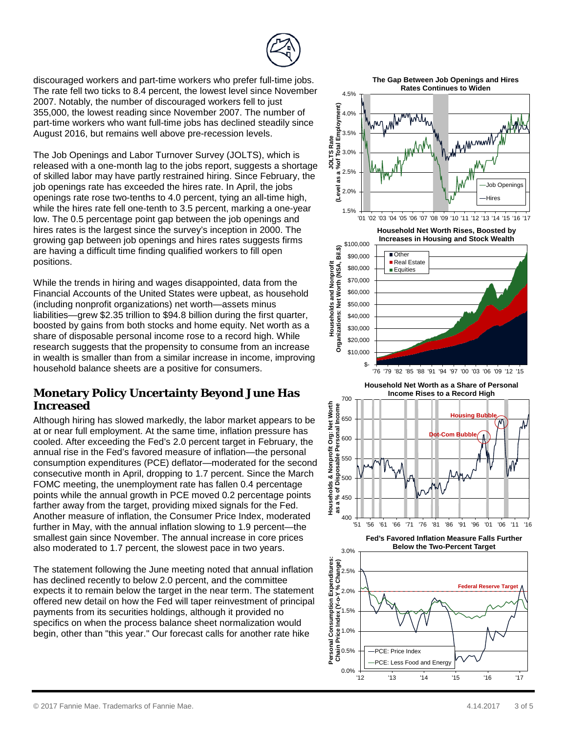discouraged workers and part-time workers who prefer full-time jobs. The rate fell two ticks to 8.4 percent, the lowest level since November 2007. Notably, the number of discouraged workers fell to just 355,000, the lowest reading since November 2007. The number of part-time workers who want full-time jobs has declined steadily since August 2016, but remains well above pre-recession levels.

The Job Openings and Labor Turnover Survey (JOLTS), which is released with a one-month lag to the jobs report, suggests a shortage of skilled labor may have partly restrained hiring. Since February, the job openings rate has exceeded the hires rate. In April, the jobs openings rate rose two-tenths to 4.0 percent, tying an all-time high, while the hires rate fell one-tenth to 3.5 percent, marking a one-year low. The 0.5 percentage point gap between the job openings and hires rates is the largest since the survey's inception in 2000. The growing gap between job openings and hires rates suggests firms are having a difficult time finding qualified workers to fill open positions.

While the trends in hiring and wages disappointed, data from the Financial Accounts of the United States were upbeat, as household (including nonprofit organizations) net worth—assets minus liabilities—grew $2.35 trillion to $94.8 billion during the first quarter, boosted by gains from both stocks and home equity. Net worth as a share of disposable personal income rose to a record high. While research suggests that the propensity to consume from an increase in wealth is smaller than from a similar increase in income, improving household balance sheets are a positive for consumers.

## Monetary Policy Uncertainty Beyond June Has Increased

Although hiring has slowed markedly, the labor market appears to be at or near full employment. At the same time, inflation pressure has cooled. After exceeding the Fed's 2.0 percent target in February, the annual rise in the Fed's favored measure of inflation—the personal consumption expenditures (PCE) deflator—moderated for the second consecutive month in April, dropping to 1.7 percent. Since the March FOMC meeting, the unemployment rate has fallen 0.4 percentage points while the annual growth in PCE moved 0.2 percentage points farther away from the target, providing mixed signals for the Fed. Another measure of inflation, the Consumer Price Index, moderated further in May, with the annual inflation slowing to 1.9 percent—the smallest gain since November. The annual increase in core prices also moderated to 1.7 percent, the slowest pace in two years.

The statement following the June meeting noted that annual inflation has declined recently to below 2.0 percent, and the committee expects it to remain below the target in the near term. The statement offered new detail on how the Fed will taper reinvestment of principal payments from its securities holdings, although it provided no specifics on when the process balance sheet normalization would begin, other than "this year." Our forecast calls for another rate hike

**The Gap Between Job Openings and Hires Rates Continues to Widen**

**Household Net Worth Rises, Boosted by Increases in Housing and Stock Wealth**

**Household Net Worth as a Share of Personal Income Rises to a Record High**

**Fed's Favored Inflation Measure Falls Further Below the Two-Percent Target**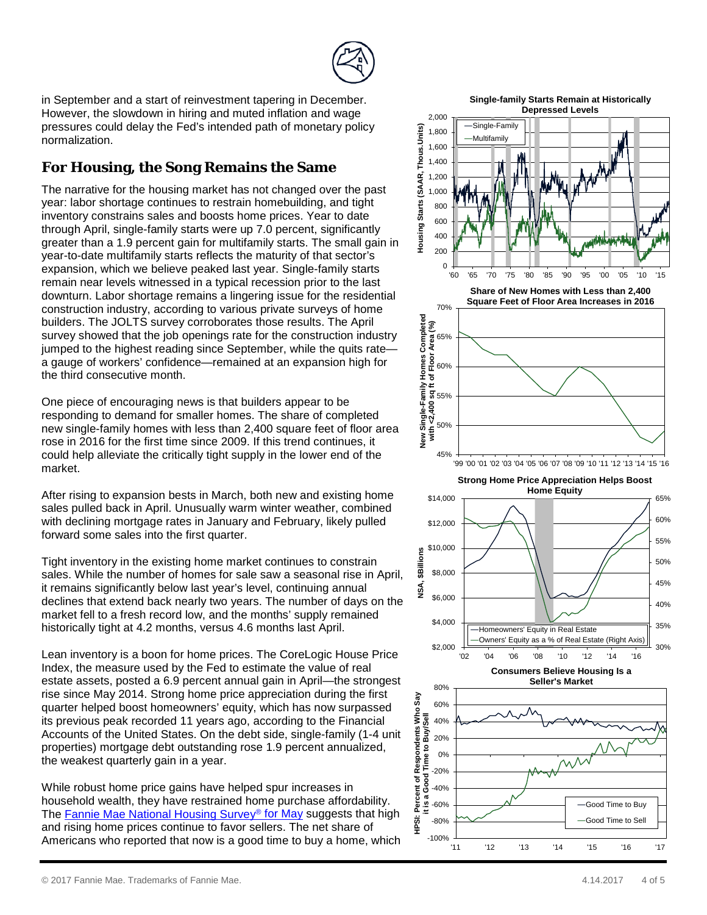in September and a start of reinvestment tapering in December. However, the slowdown in hiring and muted inflation and wage pressures could delay the Fed's intended path of monetary policy normalization.

## For Housing, the Song Remains the Same

The narrative for the housing market has not changed over the past year: labor shortage continues to restrain homebuilding, and tight inventory constrains sales and boosts home prices. Year to date through April, single-family starts were up 7.0 percent, significantly greater than a 1.9 percent gain for multifamily starts. The small gain in year-to-date multifamily starts reflects the maturity of that sector's expansion, which we believe peaked last year. Single-family starts remain near levels witnessed in a typical recession prior to the last downturn. Labor shortage remains a lingering issue for the residential construction industry, according to various private surveys of home builders. The JOLTS survey corroborates those results. The April survey showed that the job openings rate for the construction industry jumped to the highest reading since September, while the quits rate—a gauge of workers' confidence—remained at an expansion high for the third consecutive month.

One piece of encouraging news is that builders appear to be responding to demand for smaller homes. The share of completed new single-family homes with less than 2,400 square feet of floor area rose in 2016 for the first time since 2009. If this trend continues, it could help alleviate the critically tight supply in the lower end of the market.

After rising to expansion bests in March, both new and existing home sales pulled back in April. Unusually warm winter weather, combined with declining mortgage rates in January and February, likely pulled forward some sales into the first quarter.

Tight inventory in the existing home market continues to constrain sales. While the number of homes for sale saw a seasonal rise in April, it remains significantly below last year's level, continuing annual declines that extend back nearly two years. The number of days on the market fell to a fresh record low, and the months' supply remained historically tight at 4.2 months, versus 4.6 months last April.

Lean inventory is a boon for home prices. The CoreLogic House Price Index, the measure used by the Fed to estimate the value of real estate assets, posted a 6.9 percent annual gain in April—the strongest rise since May 2014. Strong home price appreciation during the first quarter helped boost homeowners' equity, which has now surpassed its previous peak recorded 11 years ago, according to the Financial Accounts of the United States. On the debt side, single-family (1-4 unit properties) mortgage debt outstanding rose 1.9 percent annualized, the weakest quarterly gain in a year.

While robust home price gains have helped spur increases in household wealth, they have restrained home purchase affordability. The [Fannie Mae National Housing Survey® for May](#) suggests that high and rising home prices continue to favor sellers. The net share of Americans who reported that now is a good time to buy a home, which

**Single-family Starts Remain at Historically Depressed Levels**

**Share of New Homes with Less than 2,400 Square Feet of Floor Area Increases in 2016**

**Strong Home Price Appreciation Helps Boost Home Equity**

**Consumers Believe Housing Is a Seller's Market**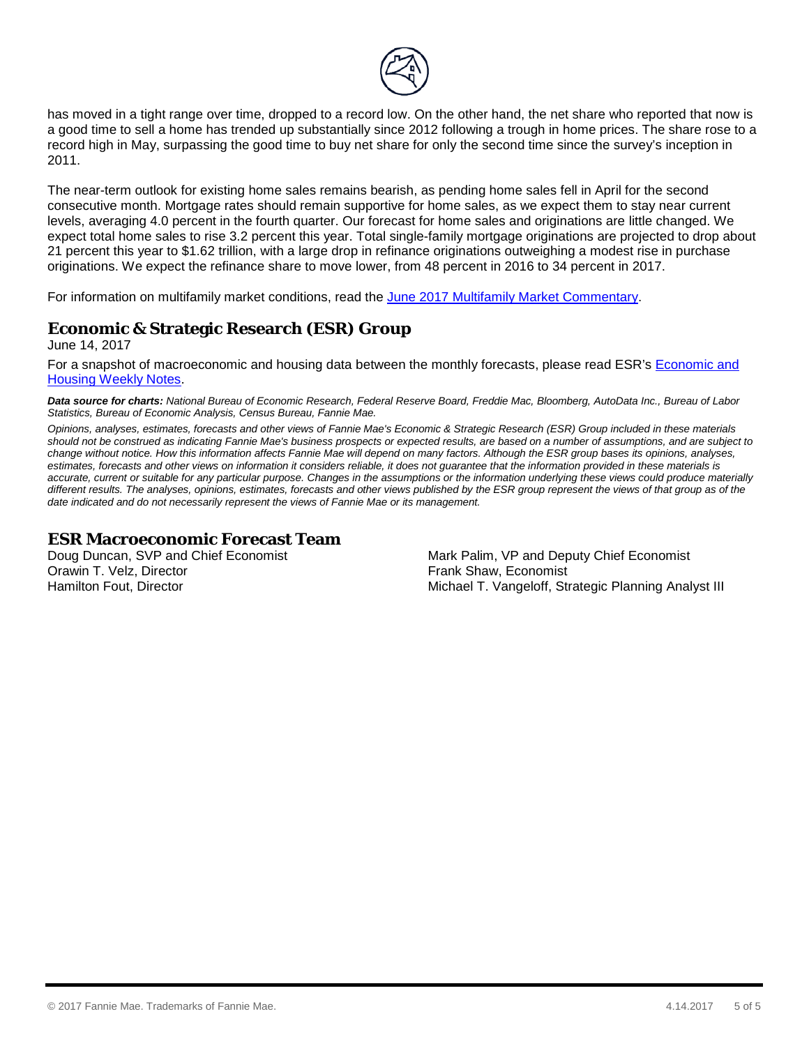has moved in a tight range over time, dropped to a record low. On the other hand, the net share who reported that now is a good time to sell a home has trended up substantially since 2012 following a trough in home prices. The share rose to a record high in May, surpassing the good time to buy net share for only the second time since the survey's inception in 2011.

The near-term outlook for existing home sales remains bearish, as pending home sales fell in April for the second consecutive month. Mortgage rates should remain supportive for home sales, as we expect them to stay near current levels, averaging 4.0 percent in the fourth quarter. Our forecast for home sales and originations are little changed. We expect total home sales to rise 3.2 percent this year. Total single-family mortgage originations are projected to drop about 21 percent this year to $1.62 trillion, with a large drop in refinance originations outweighing a modest rise in purchase originations. We expect the refinance share to move lower, from 48 percent in 2016 to 34 percent in 2017.

For information on multifamily market conditions, read the June 2017 Multifamily Market Commentary.

## Economic & Strategic Research (ESR) Group

June 14, 2017

For a snapshot of macroeconomic and housing data between the monthly forecasts, please read ESR's Economic and Housing Weekly Notes.

***Data source for charts:*** *National Bureau of Economic Research, Federal Reserve Board, Freddie Mac, Bloomberg, AutoData Inc., Bureau of Labor Statistics, Bureau of Economic Analysis, Census Bureau, Fannie Mae.*

*Opinions, analyses, estimates, forecasts and other views of Fannie Mae's Economic & Strategic Research (ESR) Group included in these materials should not be construed as indicating Fannie Mae's business prospects or expected results, are based on a number of assumptions, and are subject to change without notice. How this information affects Fannie Mae will depend on many factors. Although the ESR group bases its opinions, analyses, estimates, forecasts and other views on information it considers reliable, it does not guarantee that the information provided in these materials is accurate, current or suitable for any particular purpose. Changes in the assumptions or the information underlying these views could produce materially different results. The analyses, opinions, estimates, forecasts and other views published by the ESR group represent the views of that group as of the date indicated and do not necessarily represent the views of Fannie Mae or its management.*

## ESR Macroeconomic Forecast Team

Doug Duncan, SVP and Chief Economist
Orawin T. Velz, Director
Hamilton Fout, Director
Mark Palim, VP and Deputy Chief Economist
Frank Shaw, Economist
Michael T. Vangeloff, Strategic Planning Analyst III

© 2017 Fannie Mae. Trademarks of Fannie Mae.